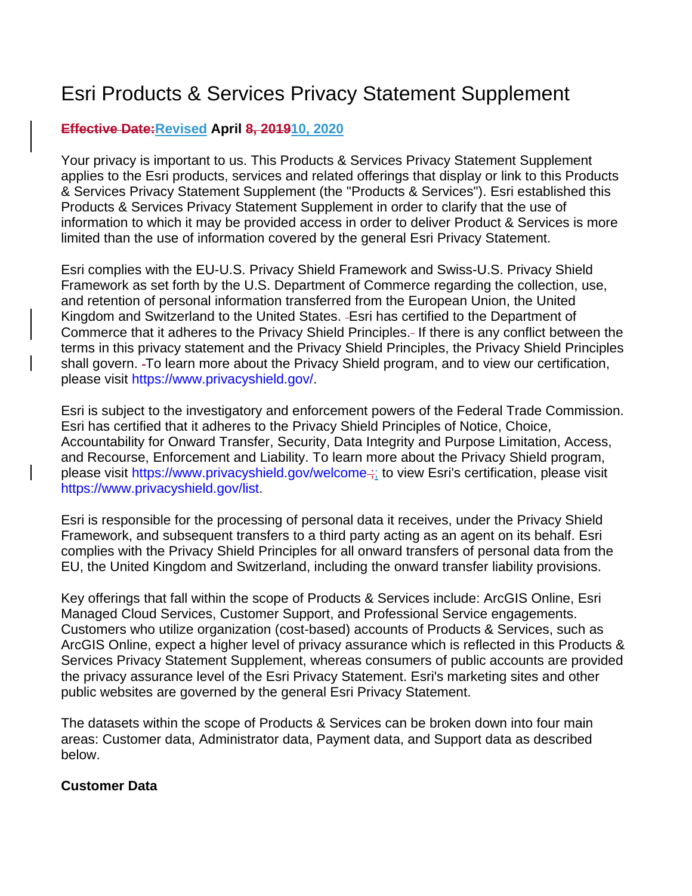# Esri Products & Services Privacy Statement Supplement

**~~Effective Date:~~Revised April ~~8, 2019~~10, 2020**

Your privacy is important to us. This Products & Services Privacy Statement Supplement applies to the Esri products, services and related offerings that display or link to this Products & Services Privacy Statement Supplement (the "Products & Services"). Esri established this Products & Services Privacy Statement Supplement in order to clarify that the use of information to which it may be provided access in order to deliver Product & Services is more limited than the use of information covered by the general Esri Privacy Statement.

Esri complies with the EU-U.S. Privacy Shield Framework and Swiss-U.S. Privacy Shield Framework as set forth by the U.S. Department of Commerce regarding the collection, use, and retention of personal information transferred from the European Union, the United Kingdom and Switzerland to the United States. Esri has certified to the Department of Commerce that it adheres to the Privacy Shield Principles. If there is any conflict between the terms in this privacy statement and the Privacy Shield Principles, the Privacy Shield Principles shall govern. To learn more about the Privacy Shield program, and to view our certification, please visit https://www.privacyshield.gov/.

Esri is subject to the investigatory and enforcement powers of the Federal Trade Commission. Esri has certified that it adheres to the Privacy Shield Principles of Notice, Choice, Accountability for Onward Transfer, Security, Data Integrity and Purpose Limitation, Access, and Recourse, Enforcement and Liability. To learn more about the Privacy Shield program, please visit https://www.privacyshield.gov/welcome~~.~~; to view Esri's certification, please visit https://www.privacyshield.gov/list.

Esri is responsible for the processing of personal data it receives, under the Privacy Shield Framework, and subsequent transfers to a third party acting as an agent on its behalf. Esri complies with the Privacy Shield Principles for all onward transfers of personal data from the EU, the United Kingdom and Switzerland, including the onward transfer liability provisions.

Key offerings that fall within the scope of Products & Services include: ArcGIS Online, Esri Managed Cloud Services, Customer Support, and Professional Service engagements. Customers who utilize organization (cost-based) accounts of Products & Services, such as ArcGIS Online, expect a higher level of privacy assurance which is reflected in this Products & Services Privacy Statement Supplement, whereas consumers of public accounts are provided the privacy assurance level of the Esri Privacy Statement. Esri's marketing sites and other public websites are governed by the general Esri Privacy Statement.

The datasets within the scope of Products & Services can be broken down into four main areas: Customer data, Administrator data, Payment data, and Support data as described below.

**Customer Data**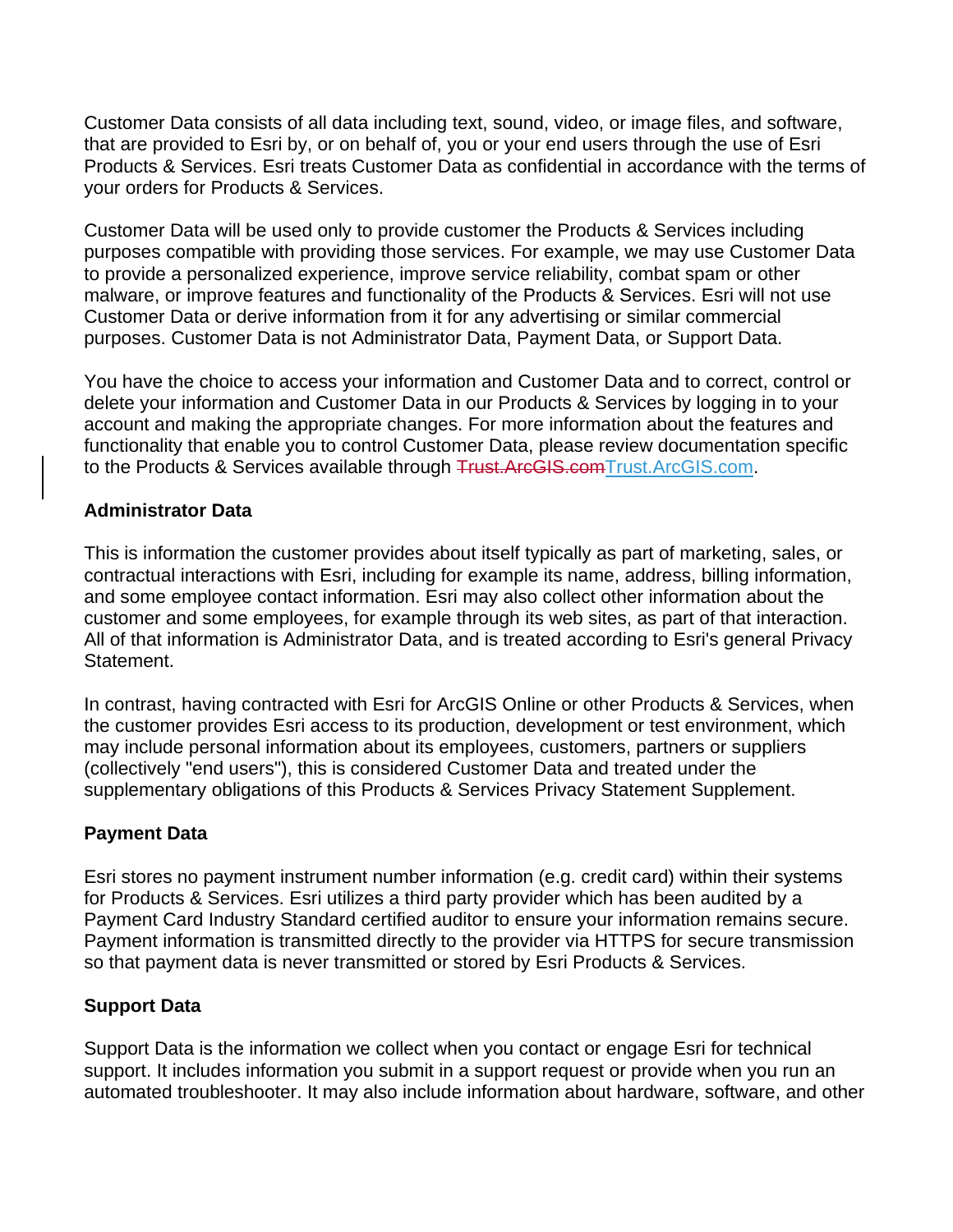Customer Data consists of all data including text, sound, video, or image files, and software, that are provided to Esri by, or on behalf of, you or your end users through the use of Esri Products & Services. Esri treats Customer Data as confidential in accordance with the terms of your orders for Products & Services.

Customer Data will be used only to provide customer the Products & Services including purposes compatible with providing those services. For example, we may use Customer Data to provide a personalized experience, improve service reliability, combat spam or other malware, or improve features and functionality of the Products & Services. Esri will not use Customer Data or derive information from it for any advertising or similar commercial purposes. Customer Data is not Administrator Data, Payment Data, or Support Data.

You have the choice to access your information and Customer Data and to correct, control or delete your information and Customer Data in our Products & Services by logging in to your account and making the appropriate changes. For more information about the features and functionality that enable you to control Customer Data, please review documentation specific to the Products & Services available through ~~Trust.ArcGIS.com~~Trust.ArcGIS.com.

**Administrator Data**

This is information the customer provides about itself typically as part of marketing, sales, or contractual interactions with Esri, including for example its name, address, billing information, and some employee contact information. Esri may also collect other information about the customer and some employees, for example through its web sites, as part of that interaction. All of that information is Administrator Data, and is treated according to Esri's general Privacy Statement.

In contrast, having contracted with Esri for ArcGIS Online or other Products & Services, when the customer provides Esri access to its production, development or test environment, which may include personal information about its employees, customers, partners or suppliers (collectively "end users"), this is considered Customer Data and treated under the supplementary obligations of this Products & Services Privacy Statement Supplement.

**Payment Data**

Esri stores no payment instrument number information (e.g. credit card) within their systems for Products & Services. Esri utilizes a third party provider which has been audited by a Payment Card Industry Standard certified auditor to ensure your information remains secure. Payment information is transmitted directly to the provider via HTTPS for secure transmission so that payment data is never transmitted or stored by Esri Products & Services.

**Support Data**

Support Data is the information we collect when you contact or engage Esri for technical support. It includes information you submit in a support request or provide when you run an automated troubleshooter. It may also include information about hardware, software, and other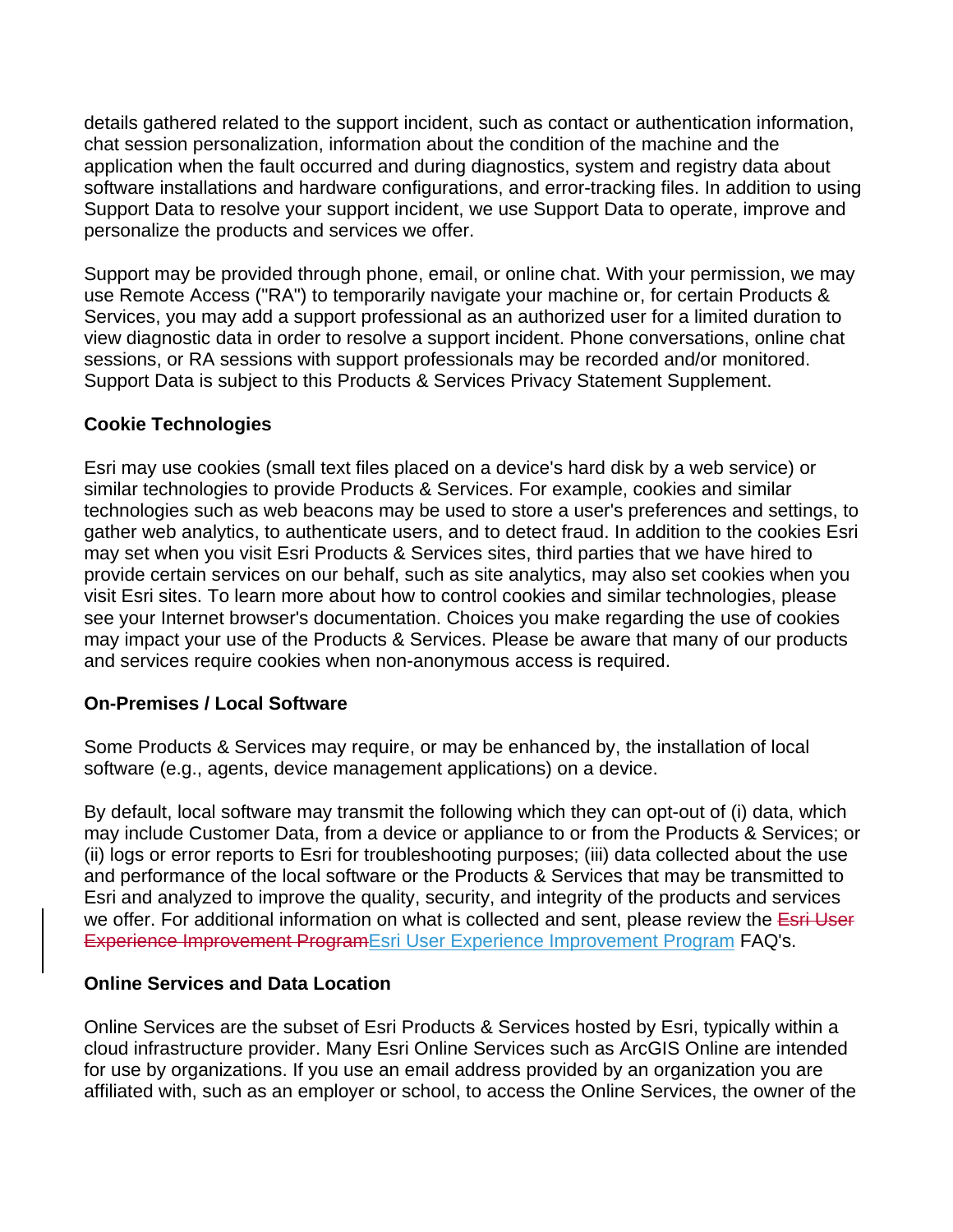details gathered related to the support incident, such as contact or authentication information, chat session personalization, information about the condition of the machine and the application when the fault occurred and during diagnostics, system and registry data about software installations and hardware configurations, and error-tracking files. In addition to using Support Data to resolve your support incident, we use Support Data to operate, improve and personalize the products and services we offer.

Support may be provided through phone, email, or online chat. With your permission, we may use Remote Access ("RA") to temporarily navigate your machine or, for certain Products & Services, you may add a support professional as an authorized user for a limited duration to view diagnostic data in order to resolve a support incident. Phone conversations, online chat sessions, or RA sessions with support professionals may be recorded and/or monitored. Support Data is subject to this Products & Services Privacy Statement Supplement.

**Cookie Technologies**

Esri may use cookies (small text files placed on a device's hard disk by a web service) or similar technologies to provide Products & Services. For example, cookies and similar technologies such as web beacons may be used to store a user's preferences and settings, to gather web analytics, to authenticate users, and to detect fraud. In addition to the cookies Esri may set when you visit Esri Products & Services sites, third parties that we have hired to provide certain services on our behalf, such as site analytics, may also set cookies when you visit Esri sites. To learn more about how to control cookies and similar technologies, please see your Internet browser's documentation. Choices you make regarding the use of cookies may impact your use of the Products & Services. Please be aware that many of our products and services require cookies when non-anonymous access is required.

**On-Premises / Local Software**

Some Products & Services may require, or may be enhanced by, the installation of local software (e.g., agents, device management applications) on a device.

By default, local software may transmit the following which they can opt-out of (i) data, which may include Customer Data, from a device or appliance to or from the Products & Services; or (ii) logs or error reports to Esri for troubleshooting purposes; (iii) data collected about the use and performance of the local software or the Products & Services that may be transmitted to Esri and analyzed to improve the quality, security, and integrity of the products and services we offer. For additional information on what is collected and sent, please review the ~~Esri User Experience Improvement Program~~Esri User Experience Improvement Program FAQ's.

**Online Services and Data Location**

Online Services are the subset of Esri Products & Services hosted by Esri, typically within a cloud infrastructure provider. Many Esri Online Services such as ArcGIS Online are intended for use by organizations. If you use an email address provided by an organization you are affiliated with, such as an employer or school, to access the Online Services, the owner of the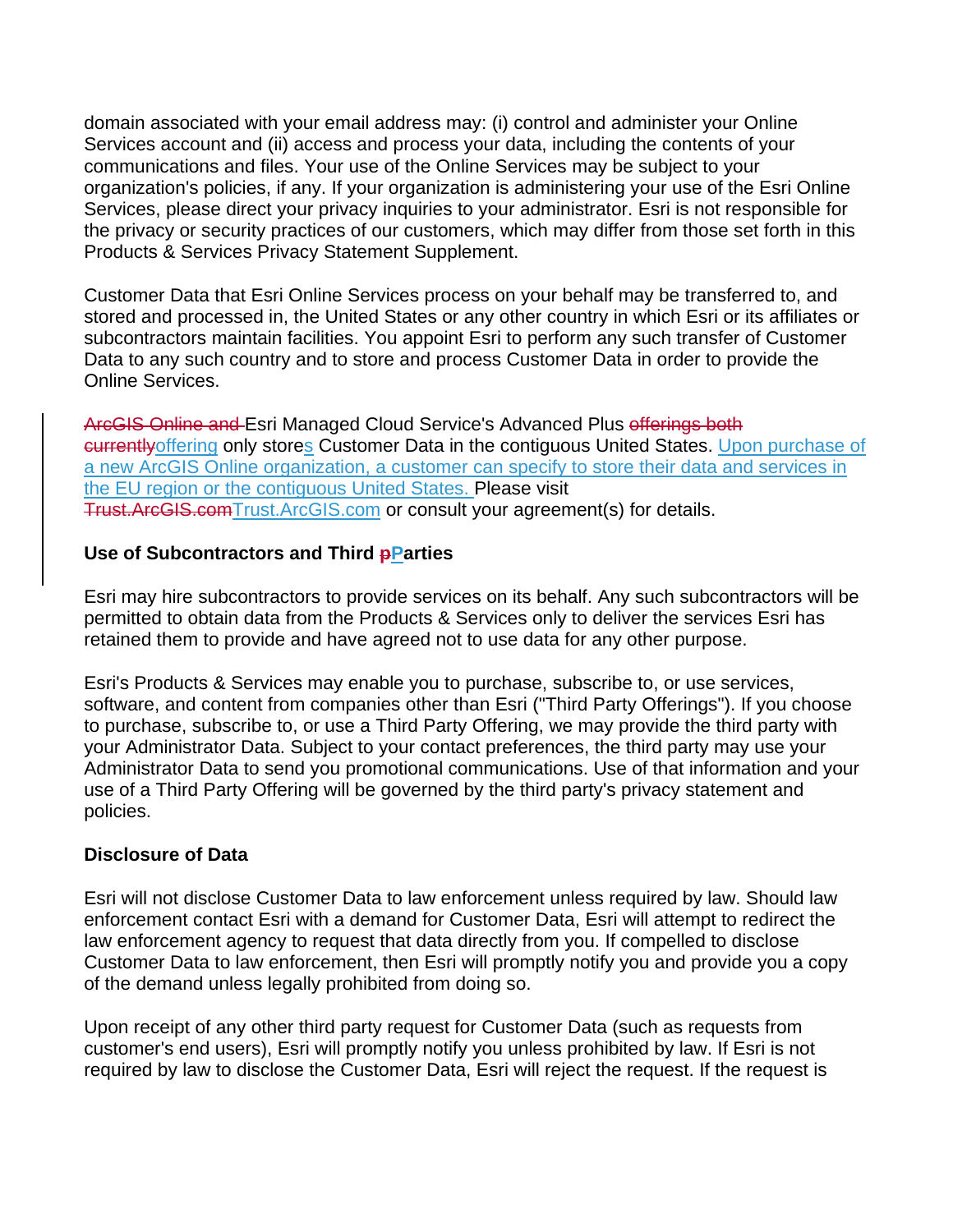domain associated with your email address may: (i) control and administer your Online Services account and (ii) access and process your data, including the contents of your communications and files. Your use of the Online Services may be subject to your organization's policies, if any. If your organization is administering your use of the Esri Online Services, please direct your privacy inquiries to your administrator. Esri is not responsible for the privacy or security practices of our customers, which may differ from those set forth in this Products & Services Privacy Statement Supplement.

Customer Data that Esri Online Services process on your behalf may be transferred to, and stored and processed in, the United States or any other country in which Esri or its affiliates or subcontractors maintain facilities. You appoint Esri to perform any such transfer of Customer Data to any such country and to store and process Customer Data in order to provide the Online Services.

~~ArcGIS Online and~~ Esri Managed Cloud Service's Advanced Plus ~~offerings both currently~~<u>offering</u> only store<u>s</u> Customer Data in the contiguous United States. <u>Upon purchase of a new ArcGIS Online organization, a customer can specify to store their data and services in the EU region or the contiguous United States.</u> Please visit ~~Trust.ArcGIS.com~~<u>Trust.ArcGIS.com</u> or consult your agreement(s) for details.

**Use of Subcontractors and Third ~~p~~<u>P</u>arties**

Esri may hire subcontractors to provide services on its behalf. Any such subcontractors will be permitted to obtain data from the Products & Services only to deliver the services Esri has retained them to provide and have agreed not to use data for any other purpose.

Esri's Products & Services may enable you to purchase, subscribe to, or use services, software, and content from companies other than Esri ("Third Party Offerings"). If you choose to purchase, subscribe to, or use a Third Party Offering, we may provide the third party with your Administrator Data. Subject to your contact preferences, the third party may use your Administrator Data to send you promotional communications. Use of that information and your use of a Third Party Offering will be governed by the third party's privacy statement and policies.

**Disclosure of Data**

Esri will not disclose Customer Data to law enforcement unless required by law. Should law enforcement contact Esri with a demand for Customer Data, Esri will attempt to redirect the law enforcement agency to request that data directly from you. If compelled to disclose Customer Data to law enforcement, then Esri will promptly notify you and provide you a copy of the demand unless legally prohibited from doing so.

Upon receipt of any other third party request for Customer Data (such as requests from customer's end users), Esri will promptly notify you unless prohibited by law. If Esri is not required by law to disclose the Customer Data, Esri will reject the request. If the request is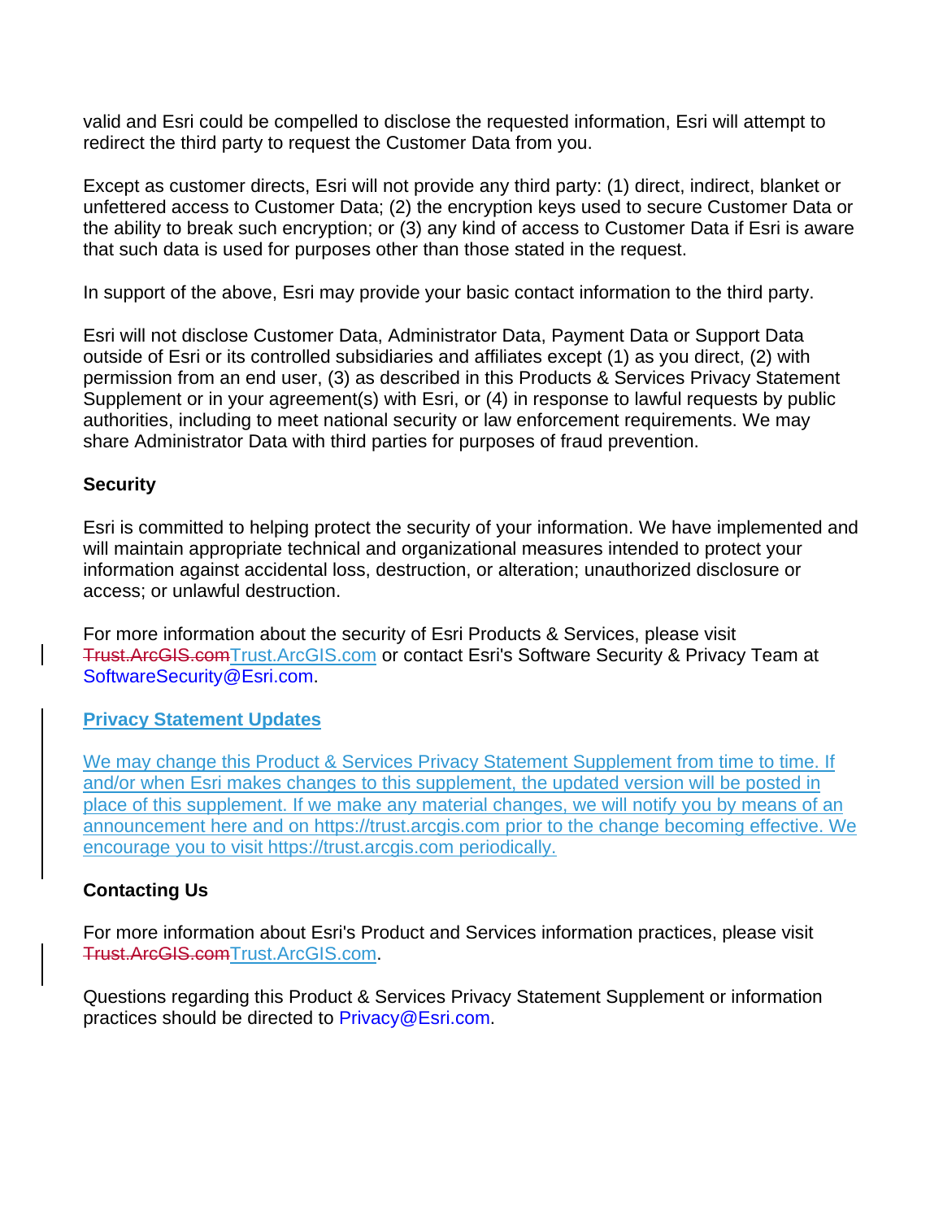valid and Esri could be compelled to disclose the requested information, Esri will attempt to redirect the third party to request the Customer Data from you.

Except as customer directs, Esri will not provide any third party: (1) direct, indirect, blanket or unfettered access to Customer Data; (2) the encryption keys used to secure Customer Data or the ability to break such encryption; or (3) any kind of access to Customer Data if Esri is aware that such data is used for purposes other than those stated in the request.

In support of the above, Esri may provide your basic contact information to the third party.

Esri will not disclose Customer Data, Administrator Data, Payment Data or Support Data outside of Esri or its controlled subsidiaries and affiliates except (1) as you direct, (2) with permission from an end user, (3) as described in this Products & Services Privacy Statement Supplement or in your agreement(s) with Esri, or (4) in response to lawful requests by public authorities, including to meet national security or law enforcement requirements. We may share Administrator Data with third parties for purposes of fraud prevention.

**Security**

Esri is committed to helping protect the security of your information. We have implemented and will maintain appropriate technical and organizational measures intended to protect your information against accidental loss, destruction, or alteration; unauthorized disclosure or access; or unlawful destruction.

For more information about the security of Esri Products & Services, please visit ~~Trust.ArcGIS.com~~Trust.ArcGIS.com or contact Esri's Software Security & Privacy Team at SoftwareSecurity@Esri.com.

**Privacy Statement Updates**

We may change this Product & Services Privacy Statement Supplement from time to time. If and/or when Esri makes changes to this supplement, the updated version will be posted in place of this supplement. If we make any material changes, we will notify you by means of an announcement here and on https://trust.arcgis.com prior to the change becoming effective. We encourage you to visit https://trust.arcgis.com periodically.

**Contacting Us**

For more information about Esri's Product and Services information practices, please visit ~~Trust.ArcGIS.com~~Trust.ArcGIS.com.

Questions regarding this Product & Services Privacy Statement Supplement or information practices should be directed to Privacy@Esri.com.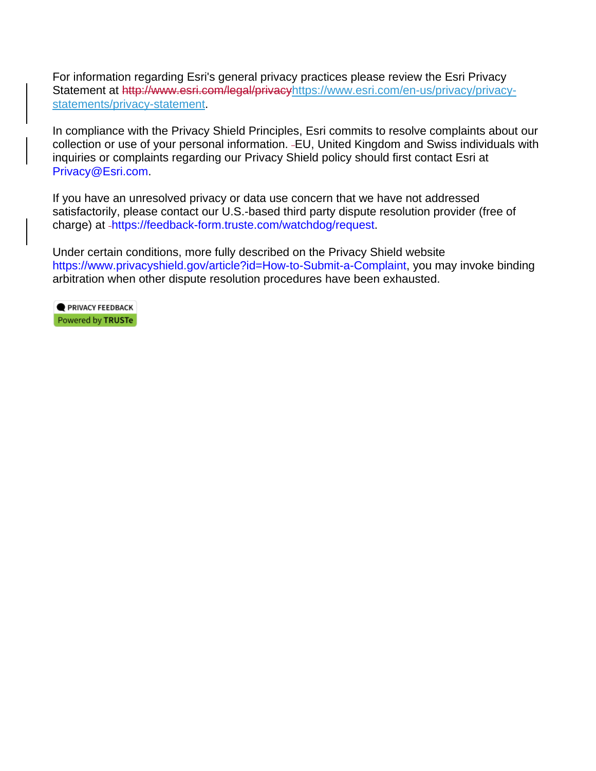For information regarding Esri's general privacy practices please review the Esri Privacy Statement at ~~http://www.esri.com/legal/privacy~~https://www.esri.com/en-us/privacy/privacy-statements/privacy-statement.

In compliance with the Privacy Shield Principles, Esri commits to resolve complaints about our collection or use of your personal information. EU, United Kingdom and Swiss individuals with inquiries or complaints regarding our Privacy Shield policy should first contact Esri at Privacy@Esri.com.

If you have an unresolved privacy or data use concern that we have not addressed satisfactorily, please contact our U.S.-based third party dispute resolution provider (free of charge) at https://feedback-form.truste.com/watchdog/request.

Under certain conditions, more fully described on the Privacy Shield website https://www.privacyshield.gov/article?id=How-to-Submit-a-Complaint, you may invoke binding arbitration when other dispute resolution procedures have been exhausted.

PRIVACY FEEDBACK
Powered by TRUSTe